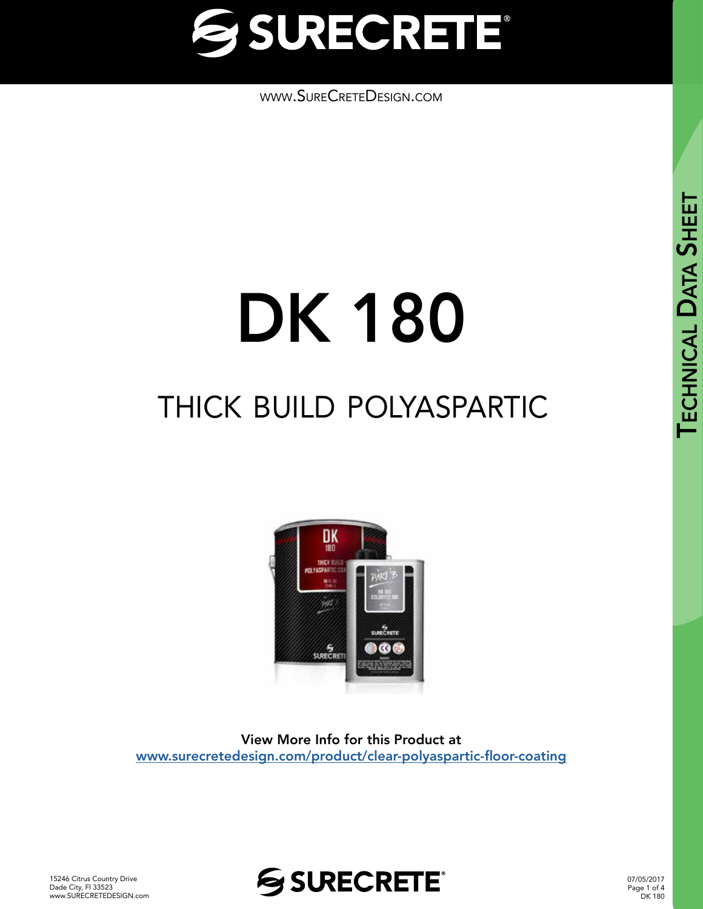# SURECRETE

WWW.SURECRETEDESIGN.COM

# DK 180

## THICK BUILD POLYASPARTIC

**View More Info for this Product at**
[www.surecretedesign.com/product/clear-polyaspartic-floor-coating](www.surecretedesign.com/product/clear-polyaspartic-floor-coating)

TECHNICAL DATA SHEET

15246 Citrus Country Drive
Dade City, Fl 33523
www.SURECRETEDESIGN.com

07/05/2017
DK 180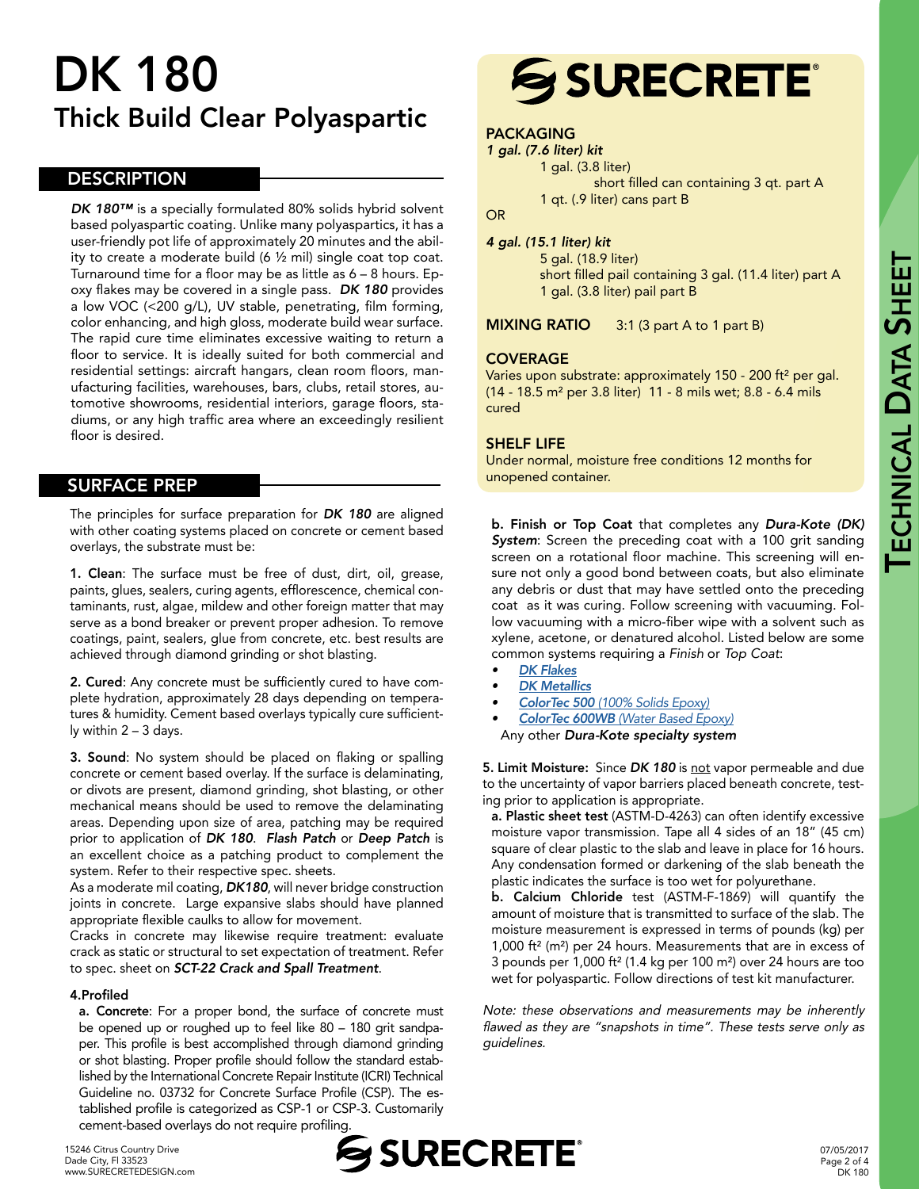# DK 180

## Thick Build Clear Polyaspartic

## DESCRIPTION

*DK 180™* is a specially formulated 80% solids hybrid solvent based polyaspartic coating. Unlike many polyaspartics, it has a user-friendly pot life of approximately 20 minutes and the ability to create a moderate build (6 ½ mil) single coat top coat. Turnaround time for a floor may be as little as 6 – 8 hours. Epoxy flakes may be covered in a single pass. ***DK 180*** provides a low VOC (<200 g/L), UV stable, penetrating, film forming, color enhancing, and high gloss, moderate build wear surface. The rapid cure time eliminates excessive waiting to return a floor to service. It is ideally suited for both commercial and residential settings: aircraft hangars, clean room floors, manufacturing facilities, warehouses, bars, clubs, retail stores, automotive showrooms, residential interiors, garage floors, stadiums, or any high traffic area where an exceedingly resilient floor is desired.

## SURFACE PREP

The principles for surface preparation for ***DK 180*** are aligned with other coating systems placed on concrete or cement based overlays, the substrate must be:

**1. Clean**: The surface must be free of dust, dirt, oil, grease, paints, glues, sealers, curing agents, efflorescence, chemical contaminants, rust, algae, mildew and other foreign matter that may serve as a bond breaker or prevent proper adhesion. To remove coatings, paint, sealers, glue from concrete, etc. best results are achieved through diamond grinding or shot blasting.

**2. Cured**: Any concrete must be sufficiently cured to have complete hydration, approximately 28 days depending on temperatures & humidity. Cement based overlays typically cure sufficiently within 2 – 3 days.

**3. Sound**: No system should be placed on flaking or spalling concrete or cement based overlay. If the surface is delaminating, or divots are present, diamond grinding, shot blasting, or other mechanical means should be used to remove the delaminating areas. Depending upon size of area, patching may be required prior to application of ***DK 180***. ***Flash Patch*** or ***Deep Patch*** is an excellent choice as a patching product to complement the system. Refer to their respective spec. sheets.

As a moderate mil coating, ***DK180***, will never bridge construction joints in concrete. Large expansive slabs should have planned appropriate flexible caulks to allow for movement.

Cracks in concrete may likewise require treatment: evaluate crack as static or structural to set expectation of treatment. Refer to spec. sheet on ***SCT-22 Crack and Spall Treatment***.

**4.Profiled**

**a. Concrete**: For a proper bond, the surface of concrete must be opened up or roughed up to feel like 80 – 180 grit sandpaper. This profile is best accomplished through diamond grinding or shot blasting. Proper profile should follow the standard established by the International Concrete Repair Institute (ICRI) Technical Guideline no. 03732 for Concrete Surface Profile (CSP). The established profile is categorized as CSP-1 or CSP-3. Customarily cement-based overlays do not require profiling.

**b. Finish or Top Coat** that completes any ***Dura-Kote (DK) System***: Screen the preceding coat with a 100 grit sanding screen on a rotational floor machine. This screening will ensure not only a good bond between coats, but also eliminate any debris or dust that may have settled onto the preceding coat as it was curing. Follow screening with vacuuming. Follow vacuuming with a micro-fiber wipe with a solvent such as xylene, acetone, or denatured alcohol. Listed below are some common systems requiring a *Finish* or *Top Coat*:

- ***DK Flakes***
- ***DK Metallics***
- ***ColorTec 500*** *(100% Solids Epoxy)*
- ***ColorTec 600WB*** *(Water Based Epoxy)*

Any other ***Dura-Kote specialty system***

**5. Limit Moisture:** Since ***DK 180*** is not vapor permeable and due to the uncertainty of vapor barriers placed beneath concrete, testing prior to application is appropriate.

**a. Plastic sheet test** (ASTM-D-4263) can often identify excessive moisture vapor transmission. Tape all 4 sides of an 18" (45 cm) square of clear plastic to the slab and leave in place for 16 hours. Any condensation formed or darkening of the slab beneath the plastic indicates the surface is too wet for polyurethane.

**b. Calcium Chloride** test (ASTM-F-1869) will quantify the amount of moisture that is transmitted to surface of the slab. The moisture measurement is expressed in terms of pounds (kg) per 1,000 ft² (m²) per 24 hours. Measurements that are in excess of 3 pounds per 1,000 ft² (1.4 kg per 100 m²) over 24 hours are too wet for polyaspartic. Follow directions of test kit manufacturer.

*Note: these observations and measurements may be inherently flawed as they are "snapshots in time". These tests serve only as guidelines.*

## PACKAGING

***1 gal. (7.6 liter) kit***

1 gal. (3.8 liter)
short filled can containing 3 qt. part A
1 qt. (.9 liter) cans part B

OR

***4 gal. (15.1 liter) kit***

5 gal. (18.9 liter)
short filled pail containing 3 gal. (11.4 liter) part A
1 gal. (3.8 liter) pail part B

## MIXING RATIO

3:1 (3 part A to 1 part B)

## COVERAGE

Varies upon substrate: approximately 150 - 200 ft² per gal. (14 - 18.5 m² per 3.8 liter) 11 - 8 mils wet; 8.8 - 6.4 mils cured

## SHELF LIFE

Under normal, moisture free conditions 12 months for unopened container.

15246 Citrus Country Drive
Dade City, Fl 33523
www.SURECRETEDESIGN.com

07/05/2017
DK 180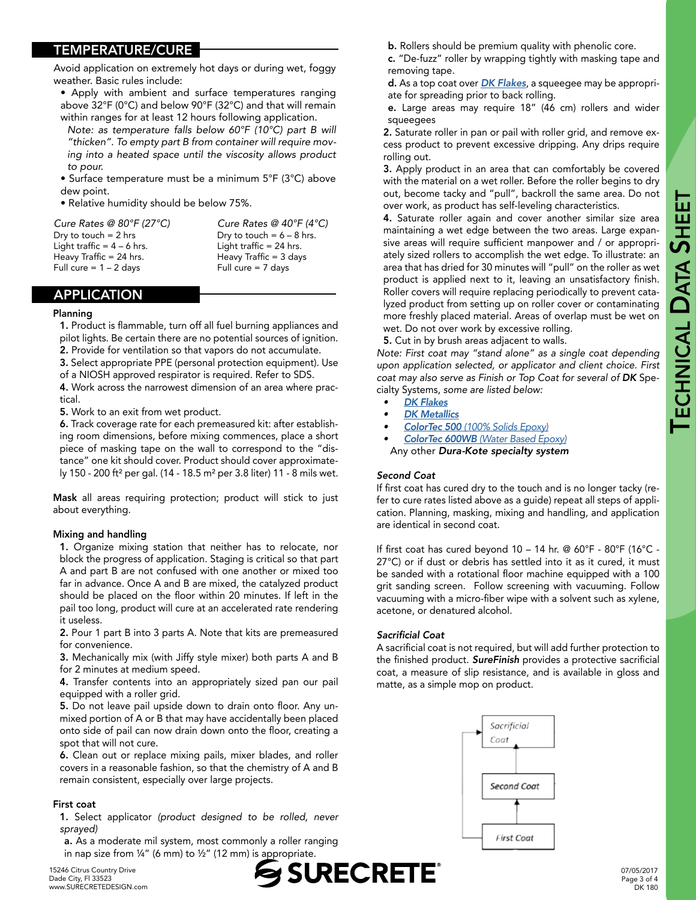## TEMPERATURE/CURE

Avoid application on extremely hot days or during wet, foggy weather. Basic rules include:

- Apply with ambient and surface temperatures ranging above 32°F (0°C) and below 90°F (32°C) and that will remain within ranges for at least 12 hours following application.

  *Note: as temperature falls below 60°F (10°C) part B will "thicken". To empty part B from container will require moving into a heated space until the viscosity allows product to pour.*
- Surface temperature must be a minimum 5°F (3°C) above dew point.
- Relative humidity should be below 75%.

*Cure Rates @ 80°F (27°C)*
Dry to touch = 2 hrs
Light traffic = 4 – 6 hrs.
Heavy Traffic = 24 hrs.
Full cure = 1 – 2 days

*Cure Rates @ 40°F (4°C)*
Dry to touch = 6 – 8 hrs.
Light traffic = 24 hrs.
Heavy Traffic = 3 days
Full cure = 7 days

## APPLICATION

### Planning

1. Product is flammable, turn off all fuel burning appliances and pilot lights. Be certain there are no potential sources of ignition.
2. Provide for ventilation so that vapors do not accumulate.
3. Select appropriate PPE (personal protection equipment). Use of a NIOSH approved respirator is required. Refer to SDS.
4. Work across the narrowest dimension of an area where practical.
5. Work to an exit from wet product.
6. Track coverage rate for each premeasured kit: after establishing room dimensions, before mixing commences, place a short piece of masking tape on the wall to correspond to the "distance" one kit should cover. Product should cover approximately 150 - 200 ft² per gal. (14 - 18.5 m² per 3.8 liter) 11 - 8 mils wet.

**Mask** all areas requiring protection; product will stick to just about everything.

### Mixing and handling

1. Organize mixing station that neither has to relocate, nor block the progress of application. Staging is critical so that part A and part B are not confused with one another or mixed too far in advance. Once A and B are mixed, the catalyzed product should be placed on the floor within 20 minutes. If left in the pail too long, product will cure at an accelerated rate rendering it useless.
2. Pour 1 part B into 3 parts A. Note that kits are premeasured for convenience.
3. Mechanically mix (with Jiffy style mixer) both parts A and B for 2 minutes at medium speed.
4. Transfer contents into an appropriately sized pan our pail equipped with a roller grid.
5. Do not leave pail upside down to drain onto floor. Any unmixed portion of A or B that may have accidentally been placed onto side of pail can now drain down onto the floor, creating a spot that will not cure.
6. Clean out or replace mixing pails, mixer blades, and roller covers in a reasonable fashion, so that the chemistry of A and B remain consistent, especially over large projects.

### First coat

1. Select applicator *(product designed to be rolled, never sprayed)*

   **a.** As a moderate mil system, most commonly a roller ranging in nap size from ¼" (6 mm) to ½" (12 mm) is appropriate.

   **b.** Rollers should be premium quality with phenolic core.

   **c.** "De-fuzz" roller by wrapping tightly with masking tape and removing tape.

   **d.** As a top coat over ***DK Flakes***, a squeegee may be appropriate for spreading prior to back rolling.

   **e.** Large areas may require 18" (46 cm) rollers and wider squeegees
2. Saturate roller in pan or pail with roller grid, and remove excess product to prevent excessive dripping. Any drips require rolling out.
3. Apply product in an area that can comfortably be covered with the material on a wet roller. Before the roller begins to dry out, become tacky and "pull", backroll the same area. Do not over work, as product has self-leveling characteristics.
4. Saturate roller again and cover another similar size area maintaining a wet edge between the two areas. Large expansive areas will require sufficient manpower and / or appropriately sized rollers to accomplish the wet edge. To illustrate: an area that has dried for 30 minutes will "pull" on the roller as wet product is applied next to it, leaving an unsatisfactory finish. Roller covers will require replacing periodically to prevent catalyzed product from setting up on roller cover or contaminating more freshly placed material. Areas of overlap must be wet on wet. Do not over work by excessive rolling.
5. Cut in by brush areas adjacent to walls.

*Note: First coat may "stand alone" as a single coat depending upon application selected, or applicator and client choice. First coat may also serve as Finish or Top Coat for several of **DK** Specialty Systems, some are listed below:*

- ***DK Flakes***
- ***DK Metallics***
- ***ColorTec 500*** *(100% Solids Epoxy)*
- ***ColorTec 600WB*** *(Water Based Epoxy)*

Any other ***Dura-Kote specialty system***

### *Second Coat*

If first coat has cured dry to the touch and is no longer tacky (refer to cure rates listed above as a guide) repeat all steps of application. Planning, masking, mixing and handling, and application are identical in second coat.

If first coat has cured beyond 10 – 14 hr. @ 60°F - 80°F (16°C - 27°C) or if dust or debris has settled into it as it cured, it must be sanded with a rotational floor machine equipped with a 100 grit sanding screen. Follow screening with vacuuming. Follow vacuuming with a micro-fiber wipe with a solvent such as xylene, acetone, or denatured alcohol.

### *Sacrificial Coat*

A sacrificial coat is not required, but will add further protection to the finished product. ***SureFinish*** provides a protective sacrificial coat, a measure of slip resistance, and is available in gloss and matte, as a simple mop on product.

Sacrificial Coat
↑
Second Coat
↑
First Coat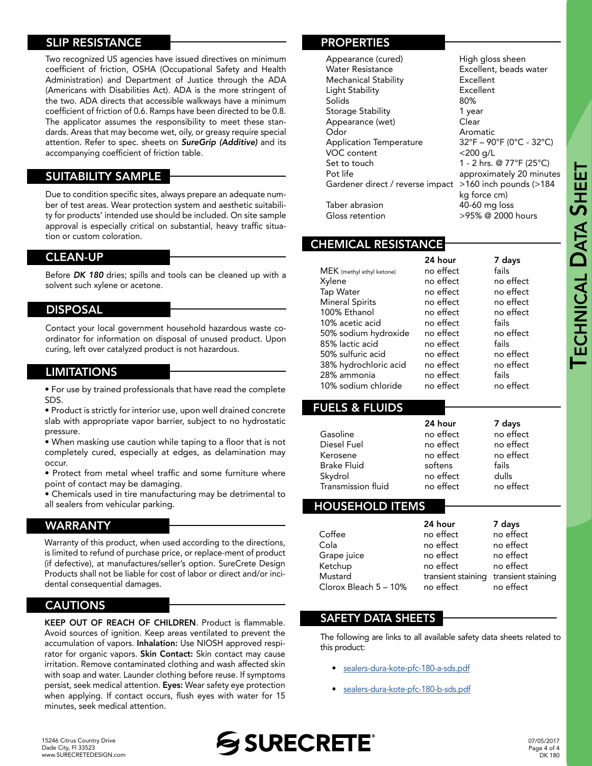## SLIP RESISTANCE

Two recognized US agencies have issued directives on minimum coefficient of friction, OSHA (Occupational Safety and Health Administration) and Department of Justice through the ADA (Americans with Disabilities Act). ADA is the more stringent of the two. ADA directs that accessible walkways have a minimum coefficient of friction of 0.6. Ramps have been directed to be 0.8. The applicator assumes the responsibility to meet these standards. Areas that may become wet, oily, or greasy require special attention. Refer to spec. sheets on ***SureGrip (Additive)*** and its accompanying coefficient of friction table.

## SUITABILITY SAMPLE

Due to condition specific sites, always prepare an adequate number of test areas. Wear protection system and aesthetic suitability for products' intended use should be included. On site sample approval is especially critical on substantial, heavy traffic situation or custom coloration.

## CLEAN-UP

Before ***DK 180*** dries; spills and tools can be cleaned up with a solvent such xylene or acetone.

## DISPOSAL

Contact your local government household hazardous waste coordinator for information on disposal of unused product. Upon curing, left over catalyzed product is not hazardous.

## LIMITATIONS

- For use by trained professionals that have read the complete SDS.
- Product is strictly for interior use, upon well drained concrete slab with appropriate vapor barrier, subject to no hydrostatic pressure.
- When masking use caution while taping to a floor that is not completely cured, especially at edges, as delamination may occur.
- Protect from metal wheel traffic and some furniture where point of contact may be damaging.
- Chemicals used in tire manufacturing may be detrimental to all sealers from vehicular parking.

## WARRANTY

Warranty of this product, when used according to the directions, is limited to refund of purchase price, or replace-ment of product (if defective), at manufactures/seller's option. SureCrete Design Products shall not be liable for cost of labor or direct and/or incidental consequential damages.

## CAUTIONS

**KEEP OUT OF REACH OF CHILDREN**. Product is flammable. Avoid sources of ignition. Keep areas ventilated to prevent the accumulation of vapors. **Inhalation:** Use NIOSH approved respirator for organic vapors. **Skin Contact:** Skin contact may cause irritation. Remove contaminated clothing and wash affected skin with soap and water. Launder clothing before reuse. If symptoms persist, seek medical attention. **Eyes:** Wear safety eye protection when applying. If contact occurs, flush eyes with water for 15 minutes, seek medical attention.

## PROPERTIES

| | |
|---|---|
| Appearance (cured) | High gloss sheen |
| Water Resistance | Excellent, beads water |
| Mechanical Stability | Excellent |
| Light Stability | Excellent |
| Solids | 80% |
| Storage Stability | 1 year |
| Appearance (wet) | Clear |
| Odor | Aromatic |
| Application Temperature | 32°F – 90°F (0°C - 32°C) |
| VOC content | <200 g/L |
| Set to touch | 1 - 2 hrs. @ 77°F (25°C) |
| Pot life | approximately 20 minutes |
| Gardener direct / reverse impact | >160 inch pounds (>184 kg force cm) |
| Taber abrasion | 40-60 mg loss |
| Gloss retention | >95% @ 2000 hours |

## CHEMICAL RESISTANCE

| | 24 hour | 7 days |
|---|---|---|
| MEK (methyl ethyl ketone) | no effect | fails |
| Xylene | no effect | no effect |
| Tap Water | no effect | no effect |
| Mineral Spirits | no effect | no effect |
| 100% Ethanol | no effect | no effect |
| 10% acetic acid | no effect | fails |
| 50% sodium hydroxide | no effect | no effect |
| 85% lactic acid | no effect | fails |
| 50% sulfuric acid | no effect | no effect |
| 38% hydrochloric acid | no effect | no effect |
| 28% ammonia | no effect | fails |
| 10% sodium chloride | no effect | no effect |

## FUELS & FLUIDS

| | 24 hour | 7 days |
|---|---|---|
| Gasoline | no effect | no effect |
| Diesel Fuel | no effect | no effect |
| Kerosene | no effect | no effect |
| Brake Fluid | softens | fails |
| Skydrol | no effect | dulls |
| Transmission fluid | no effect | no effect |

## HOUSEHOLD ITEMS

| | 24 hour | 7 days |
|---|---|---|
| Coffee | no effect | no effect |
| Cola | no effect | no effect |
| Grape juice | no effect | no effect |
| Ketchup | no effect | no effect |
| Mustard | transient staining | transient staining |
| Clorox Bleach 5 – 10% | no effect | no effect |

## SAFETY DATA SHEETS

The following are links to all available safety data sheets related to this product:

- sealers-dura-kote-pfc-180-a-sds.pdf
- sealers-dura-kote-pfc-180-b-sds.pdf

15246 Citrus Country Drive
Dade City, Fl 33523
www.SURECRETEDESIGN.com

07/05/2017
DK 180